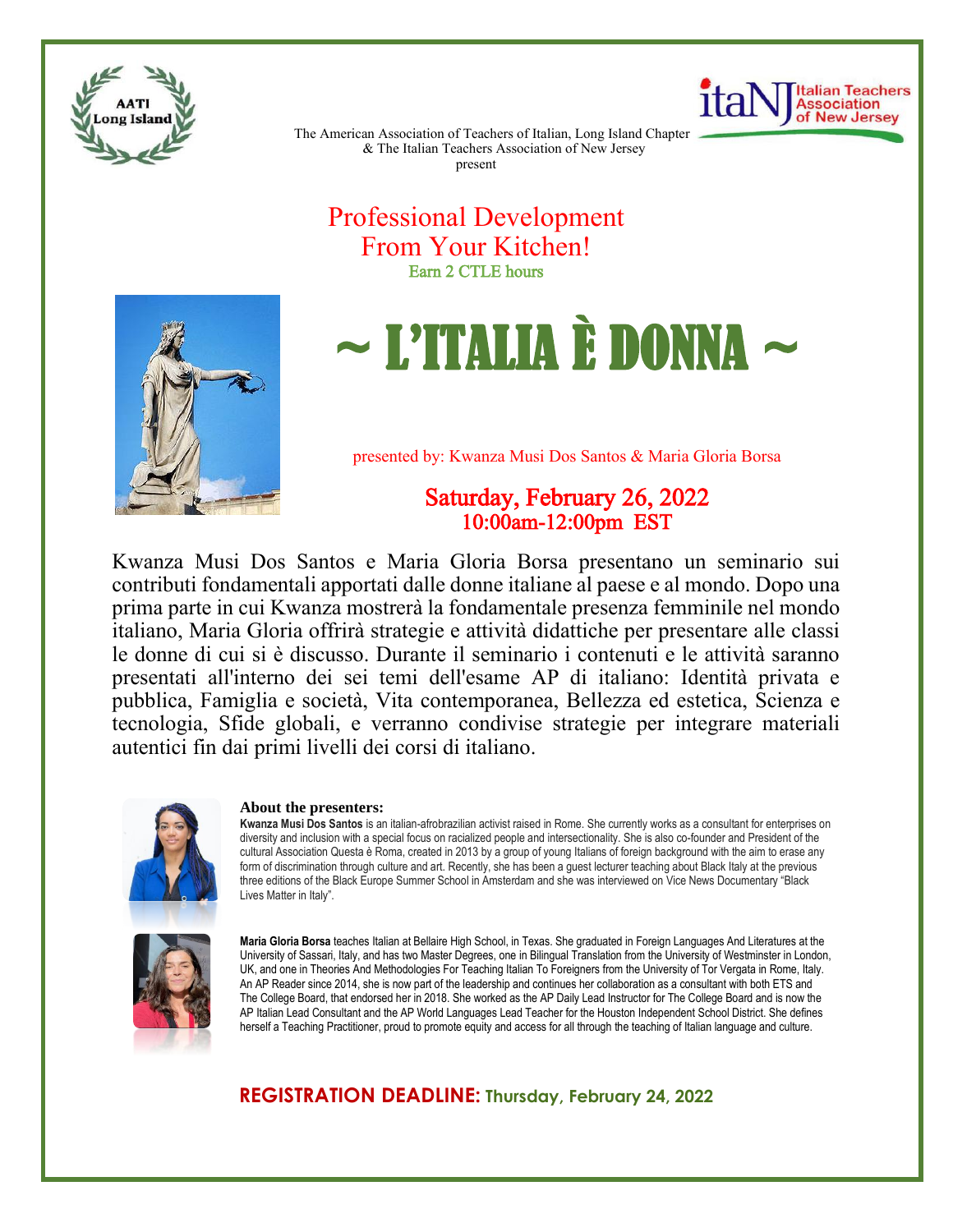AATI Long Island

Italian Teachers Association of New Jersey

The American Association of Teachers of Italian, Long Island Chapter
& The Italian Teachers Association of New Jersey
present

## Professional Development
## From Your Kitchen!

Earn 2 CTLE hours

# ~ L'ITALIA È DONNA ~

presented by: Kwanza Musi Dos Santos & Maria Gloria Borsa

### Saturday, February 26, 2022
### 10:00am-12:00pm EST

Kwanza Musi Dos Santos e Maria Gloria Borsa presentano un seminario sui contributi fondamentali apportati dalle donne italiane al paese e al mondo. Dopo una prima parte in cui Kwanza mostrerà la fondamentale presenza femminile nel mondo italiano, Maria Gloria offrirà strategie e attività didattiche per presentare alle classi le donne di cui si è discusso. Durante il seminario i contenuti e le attività saranno presentati all'interno dei sei temi dell'esame AP di italiano: Identità privata e pubblica, Famiglia e società, Vita contemporanea, Bellezza ed estetica, Scienza e tecnologia, Sfide globali, e verranno condivise strategie per integrare materiali autentici fin dai primi livelli dei corsi di italiano.

**About the presenters:**

**Kwanza Musi Dos Santos** is an italian-afrobrazilian activist raised in Rome. She currently works as a consultant for enterprises on diversity and inclusion with a special focus on racialized people and intersectionality. She is also co-founder and President of the cultural Association Questa è Roma, created in 2013 by a group of young Italians of foreign background with the aim to erase any form of discrimination through culture and art. Recently, she has been a guest lecturer teaching about Black Italy at the previous three editions of the Black Europe Summer School in Amsterdam and she was interviewed on Vice News Documentary "Black Lives Matter in Italy".

**Maria Gloria Borsa** teaches Italian at Bellaire High School, in Texas. She graduated in Foreign Languages And Literatures at the University of Sassari, Italy, and has two Master Degrees, one in Bilingual Translation from the University of Westminster in London, UK, and one in Theories And Methodologies For Teaching Italian To Foreigners from the University of Tor Vergata in Rome, Italy. An AP Reader since 2014, she is now part of the leadership and continues her collaboration as a consultant with both ETS and The College Board, that endorsed her in 2018. She worked as the AP Daily Lead Instructor for The College Board and is now the AP Italian Lead Consultant and the AP World Languages Lead Teacher for the Houston Independent School District. She defines herself a Teaching Practitioner, proud to promote equity and access for all through the teaching of Italian language and culture.

**REGISTRATION DEADLINE: Thursday, February 24, 2022**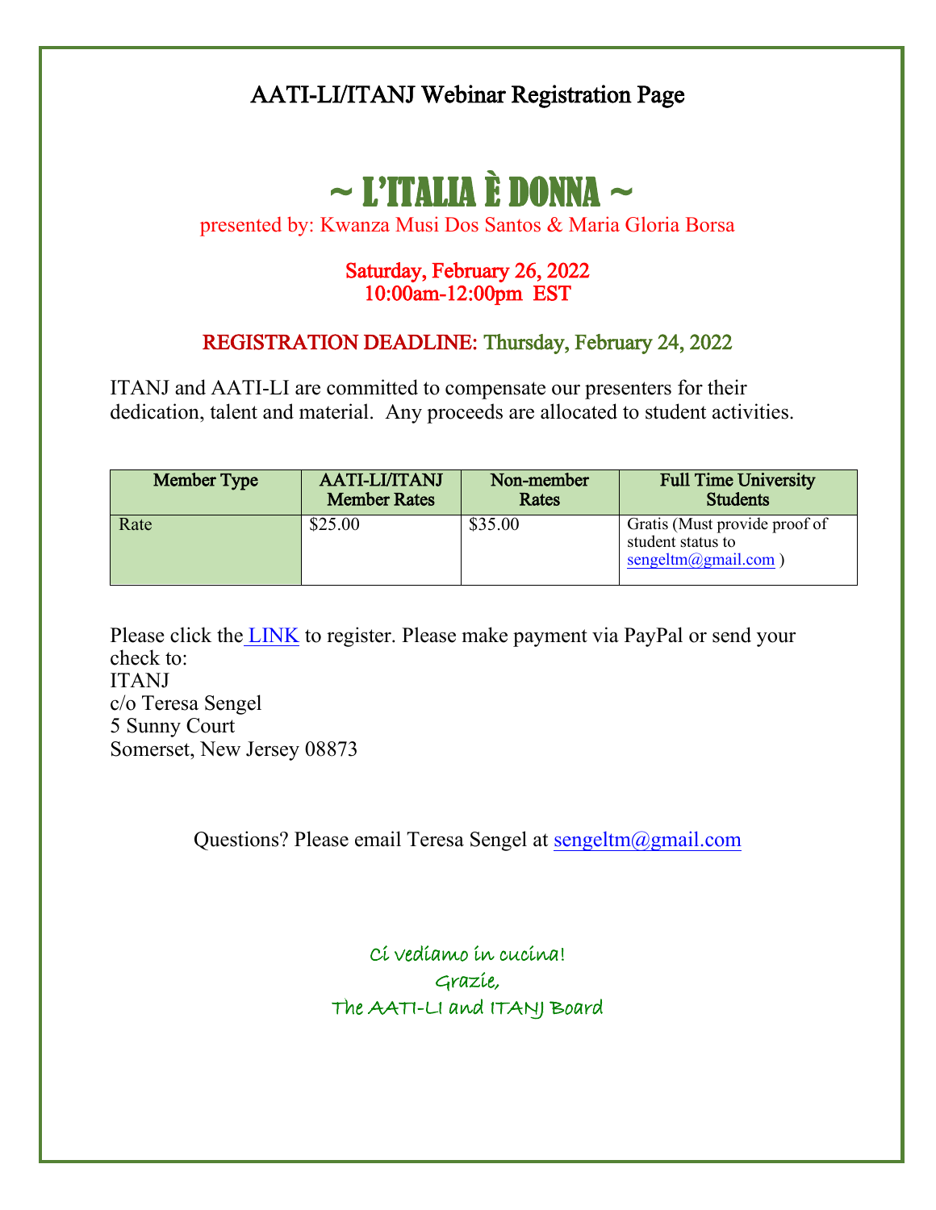AATI-LI/ITANJ Webinar Registration Page

# ~ L'ITALIA È DONNA ~

presented by: Kwanza Musi Dos Santos & Maria Gloria Borsa

**Saturday, February 26, 2022**
**10:00am-12:00pm EST**

**REGISTRATION DEADLINE: Thursday, February 24, 2022**

ITANJ and AATI-LI are committed to compensate our presenters for their dedication, talent and material. Any proceeds are allocated to student activities.

| Member Type | AATI-LI/ITANJ Member Rates | Non-member Rates | Full Time University Students |
|---|---|---|---|
| Rate | $25.00 | $35.00 | Gratis (Must provide proof of student status to sengeltm@gmail.com ) |

Please click the LINK to register. Please make payment via PayPal or send your check to:
ITANJ
c/o Teresa Sengel
5 Sunny Court
Somerset, New Jersey 08873

Questions? Please email Teresa Sengel at sengeltm@gmail.com

*Ci vediamo in cucina!*
*Grazie,*
*The AATI-LI and ITANJ Board*